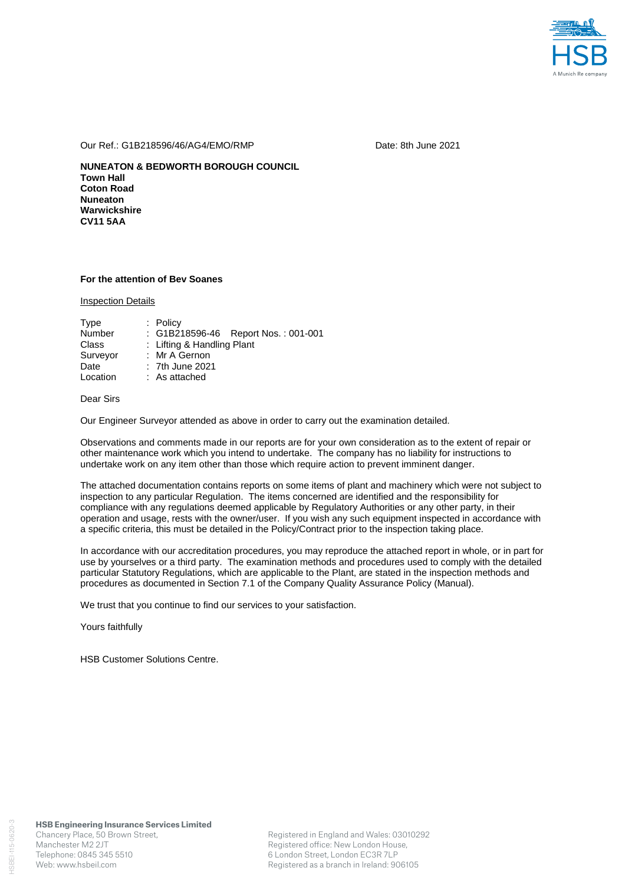Our Ref.: G1B218596/46/AG4/EMO/RMP

Date: 8th June 2021

**NUNEATON & BEDWORTH BOROUGH COUNCIL**
**Town Hall**
**Coton Road**
**Nuneaton**
**Warwickshire**
**CV11 5AA**

**For the attention of Bev Soanes**

Inspection Details

| | |
|---|---|
| Type | : Policy |
| Number | : G1B218596-46 Report Nos. : 001-001 |
| Class | : Lifting & Handling Plant |
| Surveyor | : Mr A Gernon |
| Date | : 7th June 2021 |
| Location | : As attached |

Dear Sirs

Our Engineer Surveyor attended as above in order to carry out the examination detailed.

Observations and comments made in our reports are for your own consideration as to the extent of repair or other maintenance work which you intend to undertake. The company has no liability for instructions to undertake work on any item other than those which require action to prevent imminent danger.

The attached documentation contains reports on some items of plant and machinery which were not subject to inspection to any particular Regulation. The items concerned are identified and the responsibility for compliance with any regulations deemed applicable by Regulatory Authorities or any other party, in their operation and usage, rests with the owner/user. If you wish any such equipment inspected in accordance with a specific criteria, this must be detailed in the Policy/Contract prior to the inspection taking place.

In accordance with our accreditation procedures, you may reproduce the attached report in whole, or in part for use by yourselves or a third party. The examination methods and procedures used to comply with the detailed particular Statutory Regulations, which are applicable to the Plant, are stated in the inspection methods and procedures as documented in Section 7.1 of the Company Quality Assurance Policy (Manual).

We trust that you continue to find our services to your satisfaction.

Yours faithfully

HSB Customer Solutions Centre.

**HSB Engineering Insurance Services Limited**
Chancery Place, 50 Brown Street,
Manchester M2 2JT
Telephone: 0845 345 5510
Web: www.hsbeil.com

Registered in England and Wales: 03010292
Registered office: New London House,
6 London Street, London EC3R 7LP
Registered as a branch in Ireland: 906105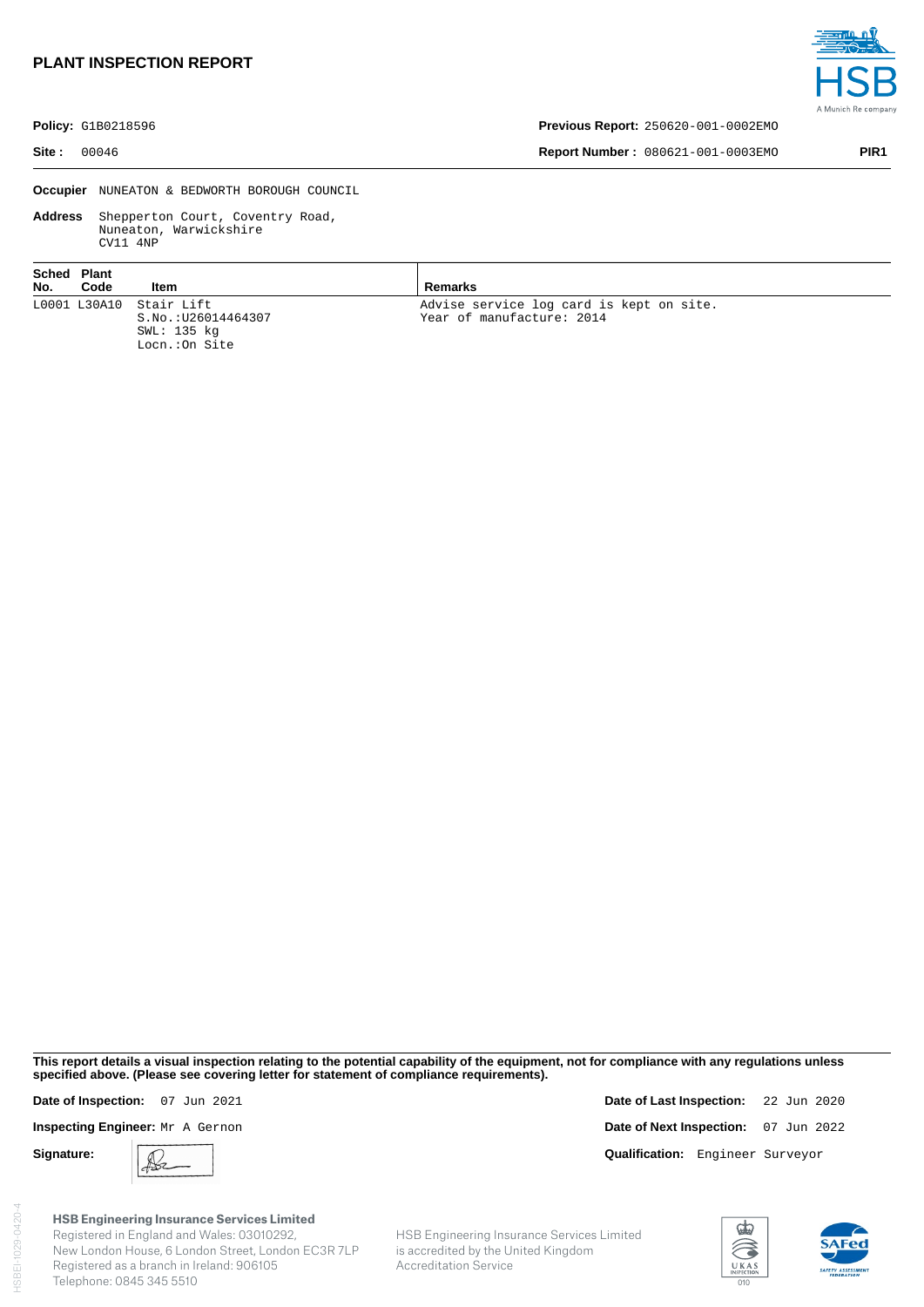# PLANT INSPECTION REPORT

**Policy:** G1B0218596

**Site :** 00046

**Previous Report:** 250620-001-0002EMO

**Report Number :** 080621-001-0003EMO

**PIR1**

**Occupier** NUNEATON & BEDWORTH BOROUGH COUNCIL

**Address** Shepperton Court, Coventry Road,
Nuneaton, Warwickshire
CV11 4NP

| Sched No. | Plant Code | Item | Remarks |
|---|---|---|---|
| L0001 | L30A10 | Stair Lift<br>S.No.:U26014464307<br>SWL: 135 kg<br>Locn.:On Site | Advise service log card is kept on site.<br>Year of manufacture: 2014 |

**This report details a visual inspection relating to the potential capability of the equipment, not for compliance with any regulations unless specified above. (Please see covering letter for statement of compliance requirements).**

**Date of Inspection:** 07 Jun 2021

**Inspecting Engineer:** Mr A Gernon

**Signature:**

**Date of Last Inspection:** 22 Jun 2020

**Date of Next Inspection:** 07 Jun 2022

**Qualification:** Engineer Surveyor

**HSB Engineering Insurance Services Limited**
Registered in England and Wales: 03010292,
New London House, 6 London Street, London EC3R 7LP
Registered as a branch in Ireland: 906105
Telephone: 0845 345 5510

HSB Engineering Insurance Services Limited is accredited by the United Kingdom Accreditation Service

HSBEI-1029-0420-4